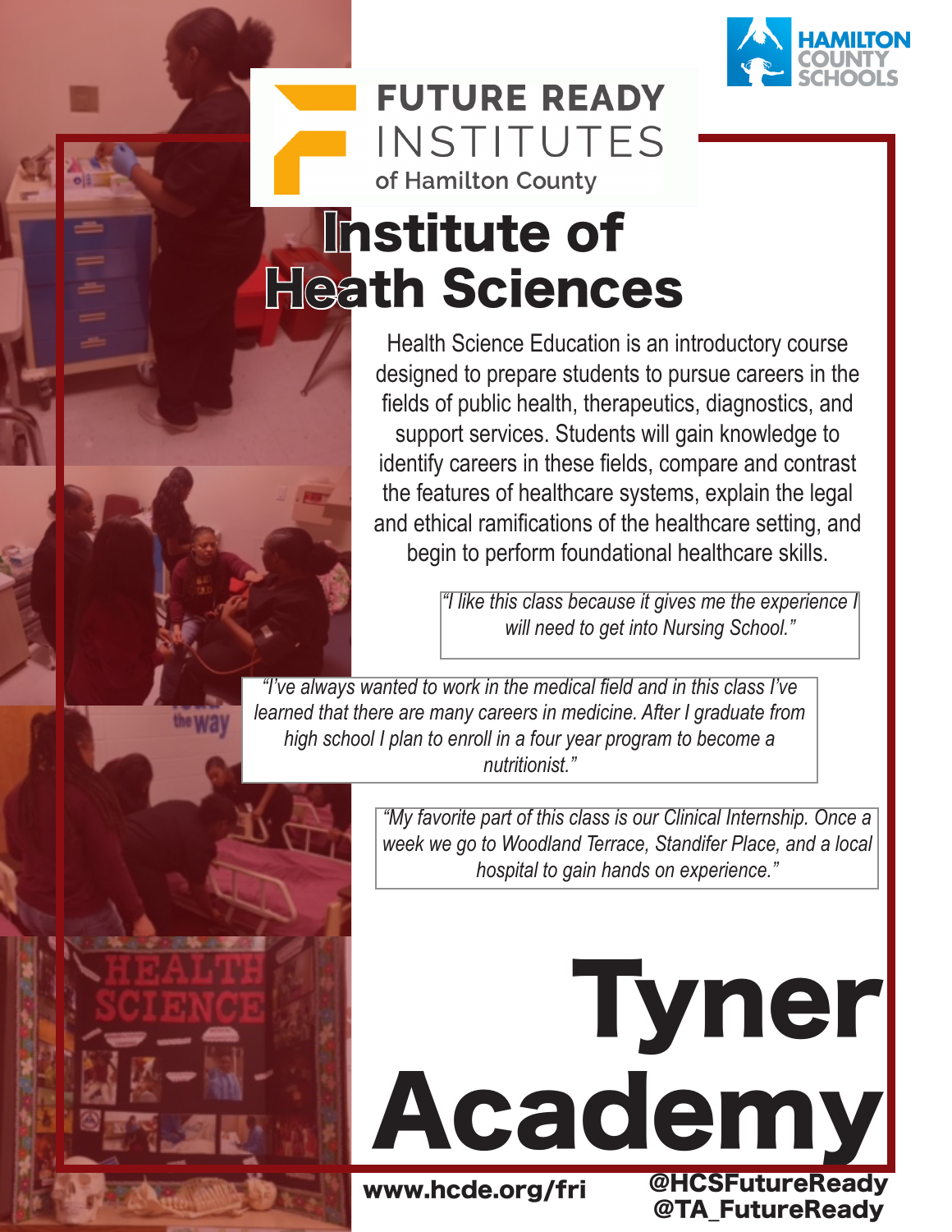HAMILTON COUNTY SCHOOLS

**FUTURE READY**
INSTITUTES
of Hamilton County

# Institute of Heath Sciences

Health Science Education is an introductory course designed to prepare students to pursue careers in the fields of public health, therapeutics, diagnostics, and support services. Students will gain knowledge to identify careers in these fields, compare and contrast the features of healthcare systems, explain the legal and ethical ramifications of the healthcare setting, and begin to perform foundational healthcare skills.

*"I like this class because it gives me the experience I will need to get into Nursing School."*

*"I've always wanted to work in the medical field and in this class I've learned that there are many careers in medicine. After I graduate from high school I plan to enroll in a four year program to become a nutritionist."*

*"My favorite part of this class is our Clinical Internship. Once a week we go to Woodland Terrace, Standifer Place, and a local hospital to gain hands on experience."*

# Tyner Academy

**www.hcde.org/fri**

**@HCSFutureReady**
**@TA_FutureReady**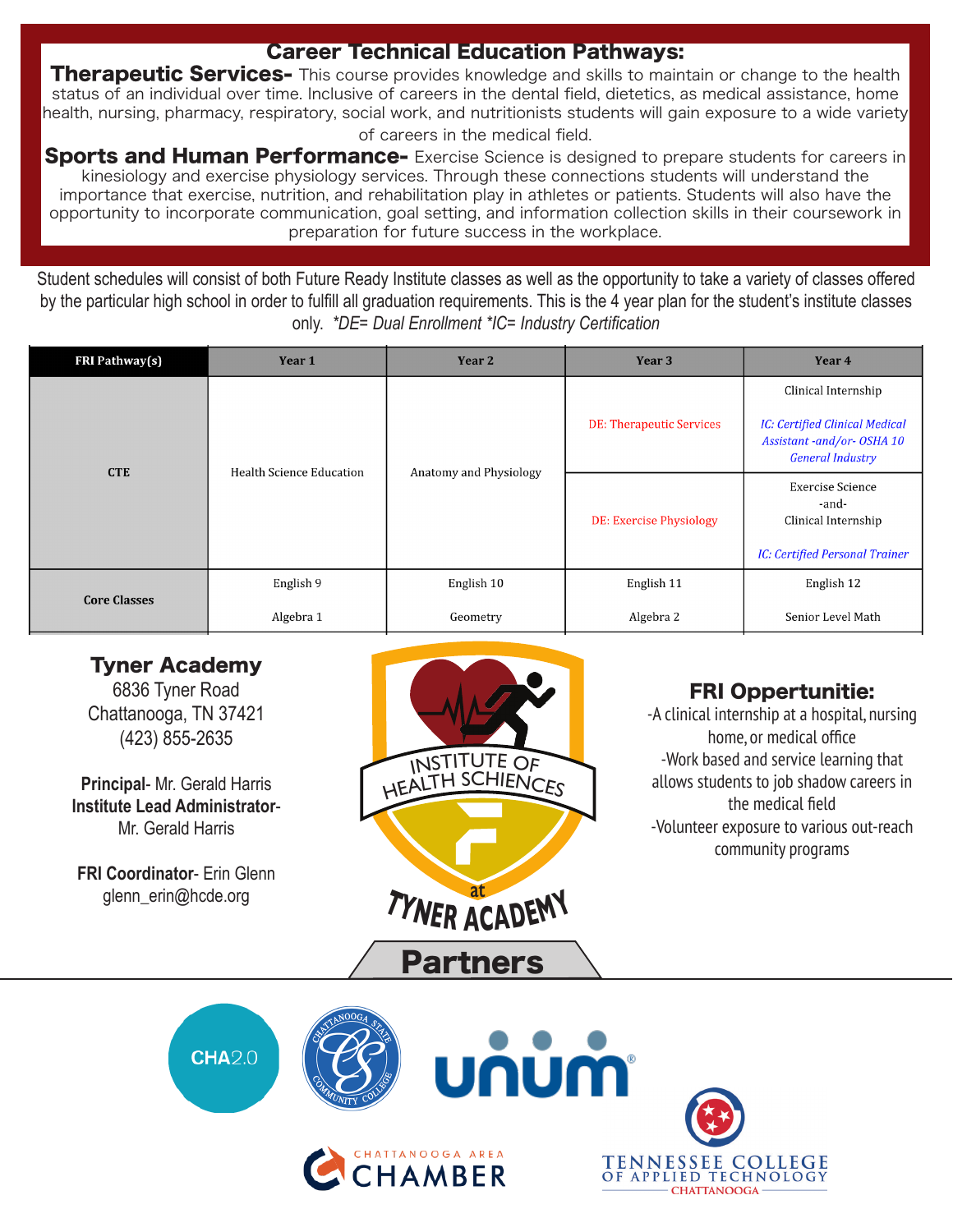## Career Technical Education Pathways:

**Therapeutic Services-** This course provides knowledge and skills to maintain or change to the health status of an individual over time. Inclusive of careers in the dental field, dietetics, as medical assistance, home health, nursing, pharmacy, respiratory, social work, and nutritionists students will gain exposure to a wide variety of careers in the medical field.

**Sports and Human Performance-** Exercise Science is designed to prepare students for careers in kinesiology and exercise physiology services. Through these connections students will understand the importance that exercise, nutrition, and rehabilitation play in athletes or patients. Students will also have the opportunity to incorporate communication, goal setting, and information collection skills in their coursework in preparation for future success in the workplace.

Student schedules will consist of both Future Ready Institute classes as well as the opportunity to take a variety of classes offered by the particular high school in order to fulfill all graduation requirements. This is the 4 year plan for the student's institute classes only. *\*DE= Dual Enrollment \*IC= Industry Certification*

| FRI Pathway(s) | Year 1 | Year 2 | Year 3 | Year 4 |
|---|---|---|---|---|
| CTE | Health Science Education | Anatomy and Physiology | DE: Therapeutic Services | Clinical Internship<br>*IC: Certified Clinical Medical Assistant -and/or- OSHA 10 General Industry* |
| | | | DE: Exercise Physiology | Exercise Science -and- Clinical Internship<br>*IC: Certified Personal Trainer* |
| Core Classes | English 9<br>Algebra 1 | English 10<br>Geometry | English 11<br>Algebra 2 | English 12<br>Senior Level Math |

### Tyner Academy

6836 Tyner Road
Chattanooga, TN 37421
(423) 855-2635

**Principal**- Mr. Gerald Harris
**Institute Lead Administrator**- Mr. Gerald Harris

**FRI Coordinator**- Erin Glenn
glenn_erin@hcde.org

INSTITUTE OF HEALTH SCHIENCES at TYNER ACADEMY

### FRI Oppertunitie:

-A clinical internship at a hospital, nursing home, or medical office
-Work based and service learning that allows students to job shadow careers in the medical field
-Volunteer exposure to various out-reach community programs

## Partners

CHA2.0
Chattanooga State Community College
unum
Chattanooga Area Chamber
Tennessee College of Applied Technology Chattanooga